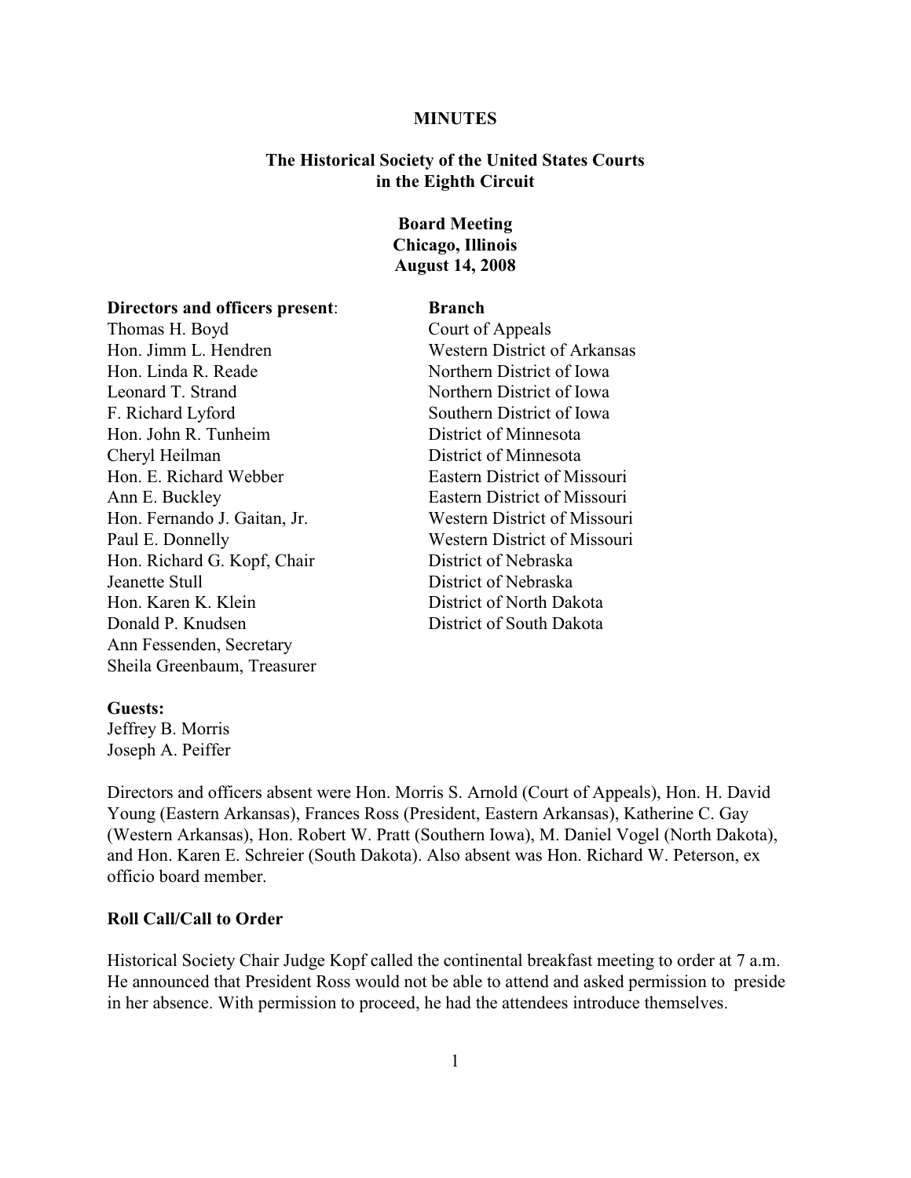**MINUTES**

**The Historical Society of the United States Courts in the Eighth Circuit**

**Board Meeting**
**Chicago, Illinois**
**August 14, 2008**

| **Directors and officers present**: | **Branch** |
|---|---|
| Thomas H. Boyd | Court of Appeals |
| Hon. Jimm L. Hendren | Western District of Arkansas |
| Hon. Linda R. Reade | Northern District of Iowa |
| Leonard T. Strand | Northern District of Iowa |
| F. Richard Lyford | Southern District of Iowa |
| Hon. John R. Tunheim | District of Minnesota |
| Cheryl Heilman | District of Minnesota |
| Hon. E. Richard Webber | Eastern District of Missouri |
| Ann E. Buckley | Eastern District of Missouri |
| Hon. Fernando J. Gaitan, Jr. | Western District of Missouri |
| Paul E. Donnelly | Western District of Missouri |
| Hon. Richard G. Kopf, Chair | District of Nebraska |
| Jeanette Stull | District of Nebraska |
| Hon. Karen K. Klein | District of North Dakota |
| Donald P. Knudsen | District of South Dakota |
| Ann Fessenden, Secretary | |
| Sheila Greenbaum, Treasurer | |

**Guests:**
Jeffrey B. Morris
Joseph A. Peiffer

Directors and officers absent were Hon. Morris S. Arnold (Court of Appeals), Hon. H. David Young (Eastern Arkansas), Frances Ross (President, Eastern Arkansas), Katherine C. Gay (Western Arkansas), Hon. Robert W. Pratt (Southern Iowa), M. Daniel Vogel (North Dakota), and Hon. Karen E. Schreier (South Dakota). Also absent was Hon. Richard W. Peterson, ex officio board member.

**Roll Call/Call to Order**

Historical Society Chair Judge Kopf called the continental breakfast meeting to order at 7 a.m. He announced that President Ross would not be able to attend and asked permission to preside in her absence. With permission to proceed, he had the attendees introduce themselves.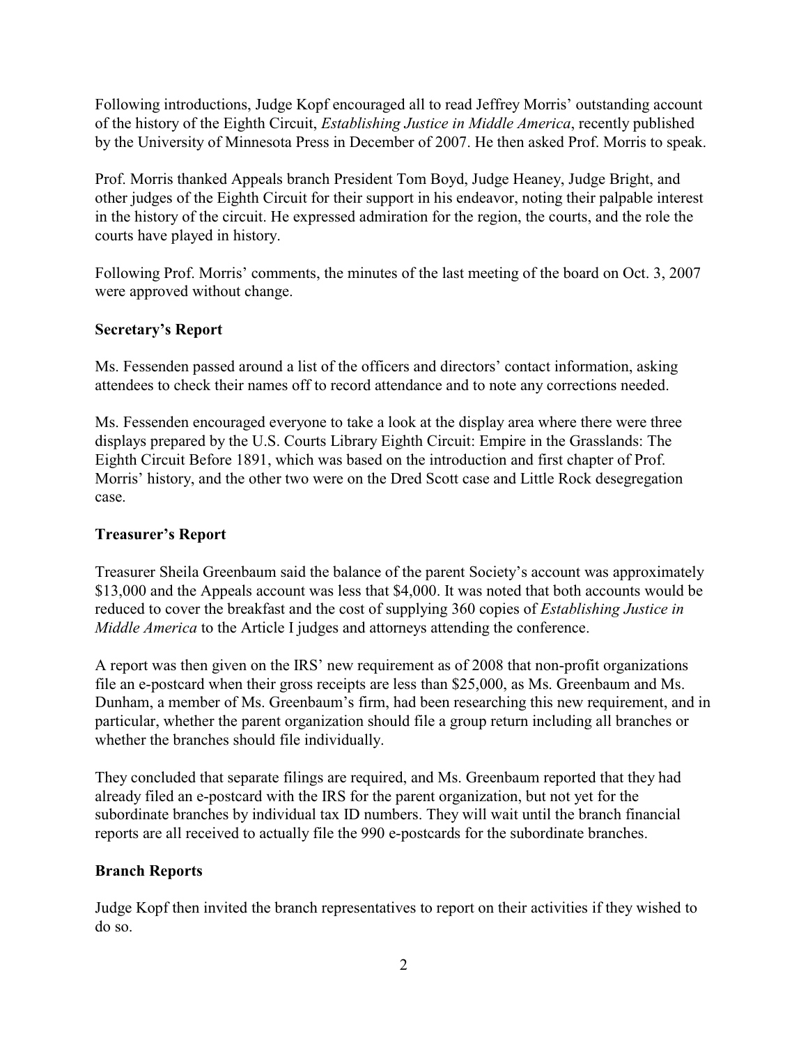Following introductions, Judge Kopf encouraged all to read Jeffrey Morris' outstanding account of the history of the Eighth Circuit, *Establishing Justice in Middle America*, recently published by the University of Minnesota Press in December of 2007. He then asked Prof. Morris to speak.

Prof. Morris thanked Appeals branch President Tom Boyd, Judge Heaney, Judge Bright, and other judges of the Eighth Circuit for their support in his endeavor, noting their palpable interest in the history of the circuit. He expressed admiration for the region, the courts, and the role the courts have played in history.

Following Prof. Morris' comments, the minutes of the last meeting of the board on Oct. 3, 2007 were approved without change.

**Secretary's Report**

Ms. Fessenden passed around a list of the officers and directors' contact information, asking attendees to check their names off to record attendance and to note any corrections needed.

Ms. Fessenden encouraged everyone to take a look at the display area where there were three displays prepared by the U.S. Courts Library Eighth Circuit: Empire in the Grasslands: The Eighth Circuit Before 1891, which was based on the introduction and first chapter of Prof. Morris' history, and the other two were on the Dred Scott case and Little Rock desegregation case.

**Treasurer's Report**

Treasurer Sheila Greenbaum said the balance of the parent Society's account was approximately $13,000 and the Appeals account was less that $4,000. It was noted that both accounts would be reduced to cover the breakfast and the cost of supplying 360 copies of *Establishing Justice in Middle America* to the Article I judges and attorneys attending the conference.

A report was then given on the IRS' new requirement as of 2008 that non-profit organizations file an e-postcard when their gross receipts are less than $25,000, as Ms. Greenbaum and Ms. Dunham, a member of Ms. Greenbaum's firm, had been researching this new requirement, and in particular, whether the parent organization should file a group return including all branches or whether the branches should file individually.

They concluded that separate filings are required, and Ms. Greenbaum reported that they had already filed an e-postcard with the IRS for the parent organization, but not yet for the subordinate branches by individual tax ID numbers. They will wait until the branch financial reports are all received to actually file the 990 e-postcards for the subordinate branches.

**Branch Reports**

Judge Kopf then invited the branch representatives to report on their activities if they wished to do so.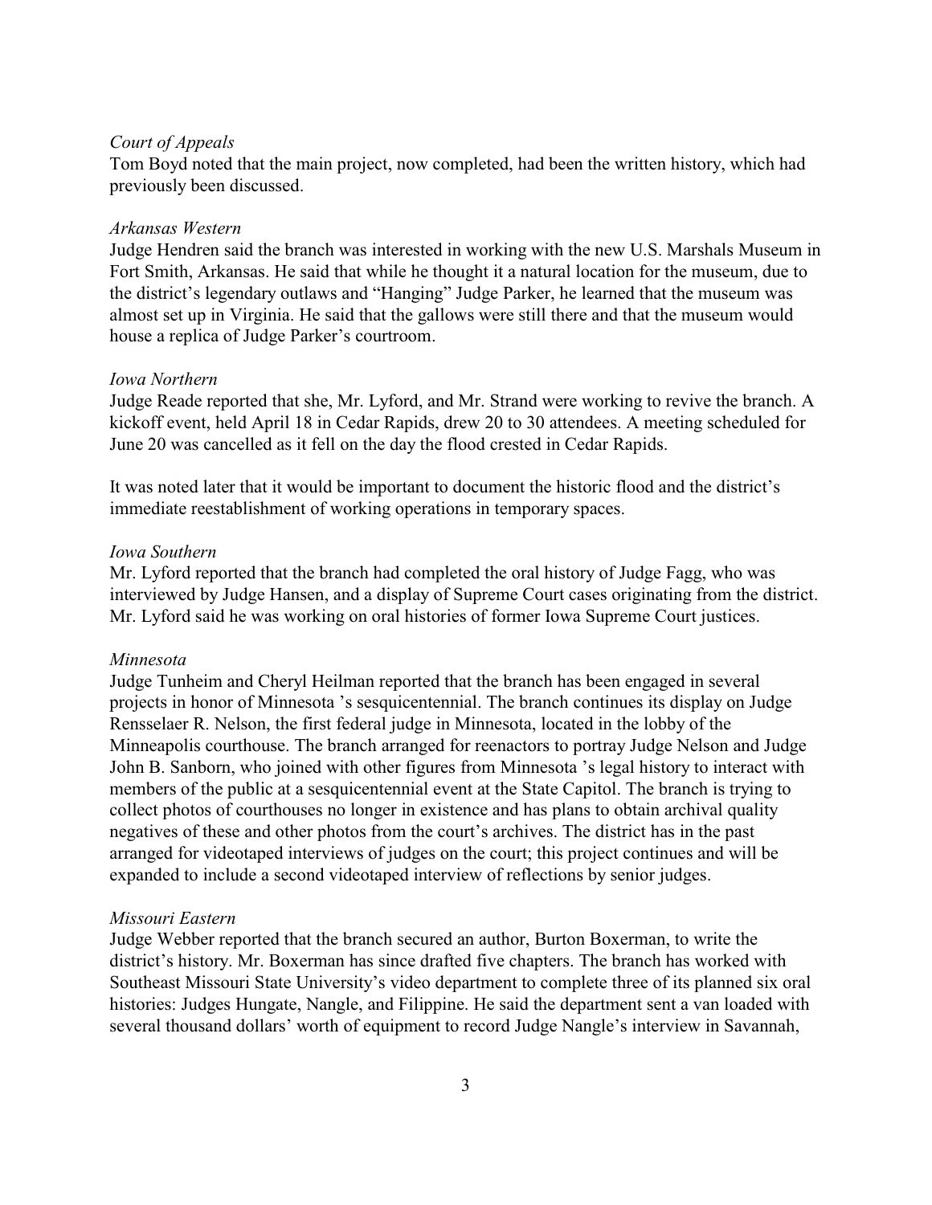*Court of Appeals*
Tom Boyd noted that the main project, now completed, had been the written history, which had previously been discussed.

*Arkansas Western*
Judge Hendren said the branch was interested in working with the new U.S. Marshals Museum in Fort Smith, Arkansas. He said that while he thought it a natural location for the museum, due to the district's legendary outlaws and "Hanging" Judge Parker, he learned that the museum was almost set up in Virginia. He said that the gallows were still there and that the museum would house a replica of Judge Parker's courtroom.

*Iowa Northern*
Judge Reade reported that she, Mr. Lyford, and Mr. Strand were working to revive the branch. A kickoff event, held April 18 in Cedar Rapids, drew 20 to 30 attendees. A meeting scheduled for June 20 was cancelled as it fell on the day the flood crested in Cedar Rapids.

It was noted later that it would be important to document the historic flood and the district's immediate reestablishment of working operations in temporary spaces.

*Iowa Southern*
Mr. Lyford reported that the branch had completed the oral history of Judge Fagg, who was interviewed by Judge Hansen, and a display of Supreme Court cases originating from the district. Mr. Lyford said he was working on oral histories of former Iowa Supreme Court justices.

*Minnesota*
Judge Tunheim and Cheryl Heilman reported that the branch has been engaged in several projects in honor of Minnesota 's sesquicentennial. The branch continues its display on Judge Rensselaer R. Nelson, the first federal judge in Minnesota, located in the lobby of the Minneapolis courthouse. The branch arranged for reenactors to portray Judge Nelson and Judge John B. Sanborn, who joined with other figures from Minnesota 's legal history to interact with members of the public at a sesquicentennial event at the State Capitol. The branch is trying to collect photos of courthouses no longer in existence and has plans to obtain archival quality negatives of these and other photos from the court's archives. The district has in the past arranged for videotaped interviews of judges on the court; this project continues and will be expanded to include a second videotaped interview of reflections by senior judges.

*Missouri Eastern*
Judge Webber reported that the branch secured an author, Burton Boxerman, to write the district's history. Mr. Boxerman has since drafted five chapters. The branch has worked with Southeast Missouri State University's video department to complete three of its planned six oral histories: Judges Hungate, Nangle, and Filippine. He said the department sent a van loaded with several thousand dollars' worth of equipment to record Judge Nangle's interview in Savannah,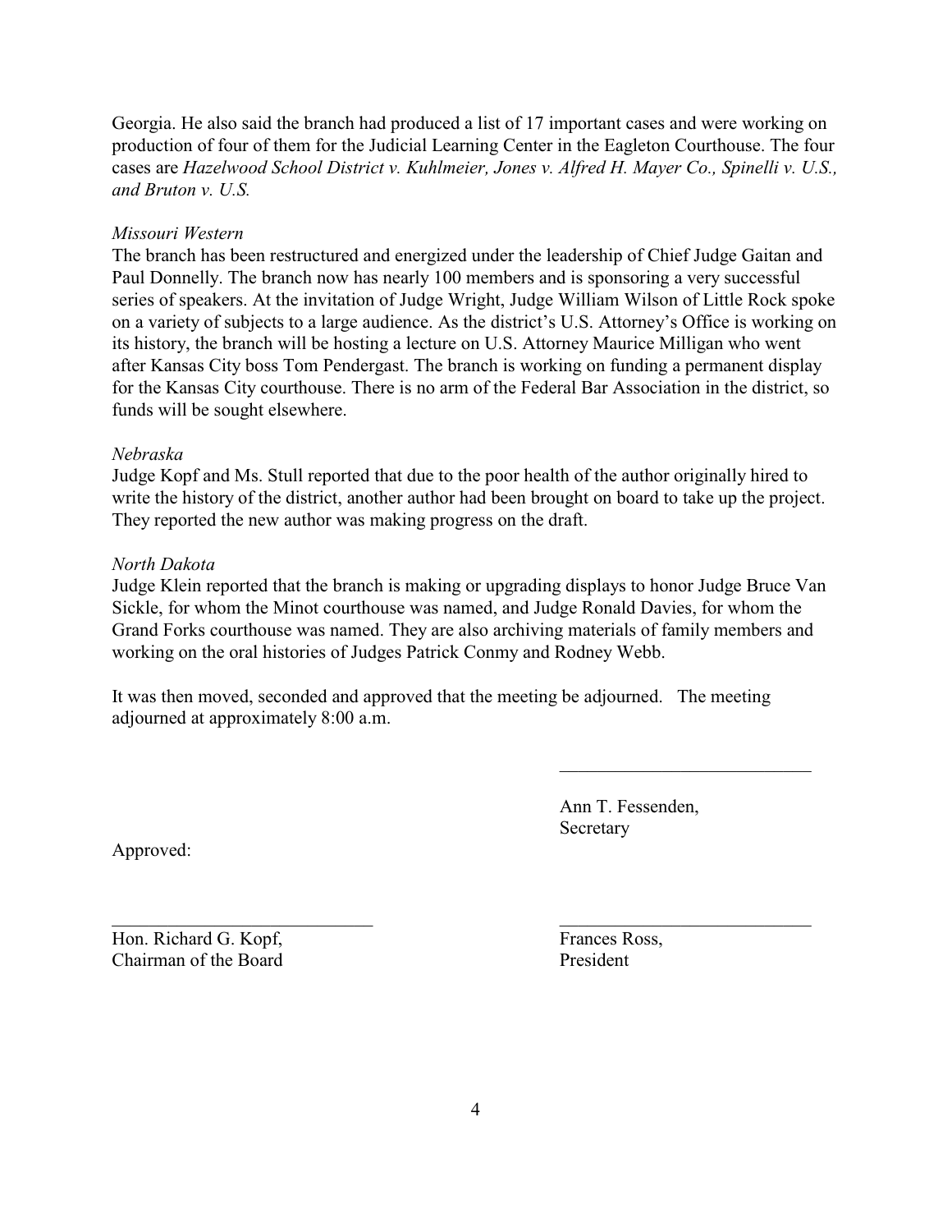Georgia. He also said the branch had produced a list of 17 important cases and were working on production of four of them for the Judicial Learning Center in the Eagleton Courthouse. The four cases are *Hazelwood School District v. Kuhlmeier, Jones v. Alfred H. Mayer Co., Spinelli v. U.S., and Bruton v. U.S.*

*Missouri Western*

The branch has been restructured and energized under the leadership of Chief Judge Gaitan and Paul Donnelly. The branch now has nearly 100 members and is sponsoring a very successful series of speakers. At the invitation of Judge Wright, Judge William Wilson of Little Rock spoke on a variety of subjects to a large audience. As the district's U.S. Attorney's Office is working on its history, the branch will be hosting a lecture on U.S. Attorney Maurice Milligan who went after Kansas City boss Tom Pendergast. The branch is working on funding a permanent display for the Kansas City courthouse. There is no arm of the Federal Bar Association in the district, so funds will be sought elsewhere.

*Nebraska*

Judge Kopf and Ms. Stull reported that due to the poor health of the author originally hired to write the history of the district, another author had been brought on board to take up the project. They reported the new author was making progress on the draft.

*North Dakota*

Judge Klein reported that the branch is making or upgrading displays to honor Judge Bruce Van Sickle, for whom the Minot courthouse was named, and Judge Ronald Davies, for whom the Grand Forks courthouse was named. They are also archiving materials of family members and working on the oral histories of Judges Patrick Conmy and Rodney Webb.

It was then moved, seconded and approved that the meeting be adjourned. The meeting adjourned at approximately 8:00 a.m.

\_\_\_\_\_\_\_\_\_\_\_\_\_\_\_\_\_\_\_\_\_\_\_\_\_\_\_\_

Ann T. Fessenden,
Secretary

Approved:

\_\_\_\_\_\_\_\_\_\_\_\_\_\_\_\_\_\_\_\_\_\_\_\_\_\_\_\_

Hon. Richard G. Kopf,
Chairman of the Board

\_\_\_\_\_\_\_\_\_\_\_\_\_\_\_\_\_\_\_\_\_\_\_\_\_\_\_\_

Frances Ross,
President